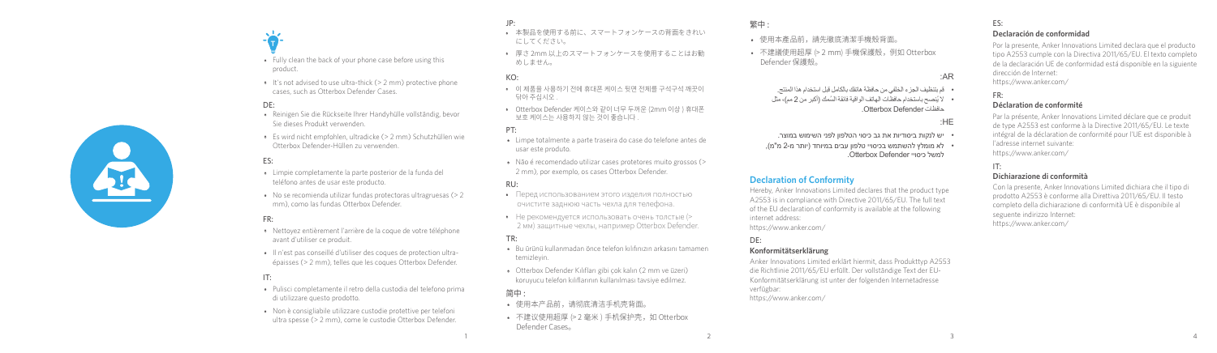- Fully clean the back of your phone case before using this product.
- It's not advised to use ultra-thick (> 2 mm) protective phone cases, such as Otterbox Defender Cases.

DE:

- Reinigen Sie die Rückseite Ihrer Handyhülle vollständig, bevor Sie dieses Produkt verwenden.
- Es wird nicht empfohlen, ultradicke (> 2 mm) Schutzhüllen wie Otterbox Defender-Hüllen zu verwenden.

ES:

- Limpie completamente la parte posterior de la funda del teléfono antes de usar este producto.
- No se recomienda utilizar fundas protectoras ultragruesas (> 2 mm), como las fundas Otterbox Defender.

FR:

- Nettoyez entièrement l'arrière de la coque de votre téléphone avant d'utiliser ce produit.
- Il n'est pas conseillé d'utiliser des coques de protection ultra-épaisses (> 2 mm), telles que les coques Otterbox Defender.

IT:

- Pulisci completamente il retro della custodia del telefono prima di utilizzare questo prodotto.
- Non è consigliabile utilizzare custodie protettive per telefoni ultra spesse (> 2 mm), come le custodie Otterbox Defender.

JP:

- 本製品を使用する前に、スマートフォンケースの背面をきれいにしてください。
- 厚さ 2mm 以上のスマートフォンケースを使用することはお勧めしません。

KO:

- 이 제품을 사용하기 전에 휴대폰 케이스 뒷면 전체를 구석구석 깨끗이 닦아 주십시오 .
- Otterbox Defender 케이스와 같이 너무 두꺼운 (2mm 이상 ) 휴대폰 보호 케이스는 사용하지 않는 것이 좋습니다 .

PT:

- Limpe totalmente a parte traseira do case do telefone antes de usar este produto.
- Não é recomendado utilizar cases protetores muito grossos (> 2 mm), por exemplo, os cases Otterbox Defender.

RU:

- Перед использованием этого изделия полностью очистите заднюю часть чехла для телефона.
- Не рекомендуется использовать очень толстые (> 2 мм) защитные чехлы, например Otterbox Defender.

TR:

- Bu ürünü kullanmadan önce telefon kılıfınızın arkasını tamamen temizleyin.
- Otterbox Defender Kılıfları gibi çok kalın (2 mm ve üzeri) koruyucu telefon kılıflarının kullanılması tavsiye edilmez.

简中 :

- 使用本产品前，请彻底清洁手机壳背面。
- 不建议使用超厚 (> 2 毫米 ) 手机保护壳，如 Otterbox Defender Cases。

繁中 :

- 使用本產品前，請先徹底清潔手機殼背面。
- 不建議使用超厚 (> 2 mm) 手機保護殼，例如 Otterbox Defender 保護殼。

:AR

- قم بتنظيف الجزء الخلفي من حافظة هاتفك بالكامل قبل استخدام هذا المنتج.
- لا يُنصح باستخدام حافظات الهاتف الواقية فائقة السُمك (أكبر من 2 مم)، مثل حافظات Otterbox Defender.

:HE

- יש לנקות ביסודיות את גב כיסוי הטלפון לפני השימוש במוצר.
- לא מומלץ להשתמש בכיסויי טלפון עבים במיוחד (יותר מ-2 מ"מ), למשל כיסויי Otterbox Defender.

## Declaration of Conformity

Hereby, Anker Innovations Limited declares that the product type A2553 is in compliance with Directive 2011/65/EU. The full text of the EU declaration of conformity is available at the following internet address:
https://www.anker.com/

DE:

### Konformitätserklärung

Anker Innovations Limited erklärt hiermit, dass Produkttyp A2553 die Richtlinie 2011/65/EU erfüllt. Der vollständige Text der EU-Konformitätserklärung ist unter der folgenden Internetadresse verfügbar:
https://www.anker.com/

ES:

### Declaración de conformidad

Por la presente, Anker Innovations Limited declara que el producto tipo A2553 cumple con la Directiva 2011/65/EU. El texto completo de la declaración UE de conformidad está disponible en la siguiente dirección de Internet:
https://www.anker.com/

FR:

### Déclaration de conformité

Par la présente, Anker Innovations Limited déclare que ce produit de type A2553 est conforme à la Directive 2011/65/EU. Le texte intégral de la déclaration de conformité pour l'UE est disponible à l'adresse internet suivante:
https://www.anker.com/

IT:

### Dichiarazione di conformità

Con la presente, Anker Innovations Limited dichiara che il tipo di prodotto A2553 è conforme alla Direttiva 2011/65/EU. Il testo completo della dichiarazione di conformità UE è disponibile al seguente indirizzo Internet:
https://www.anker.com/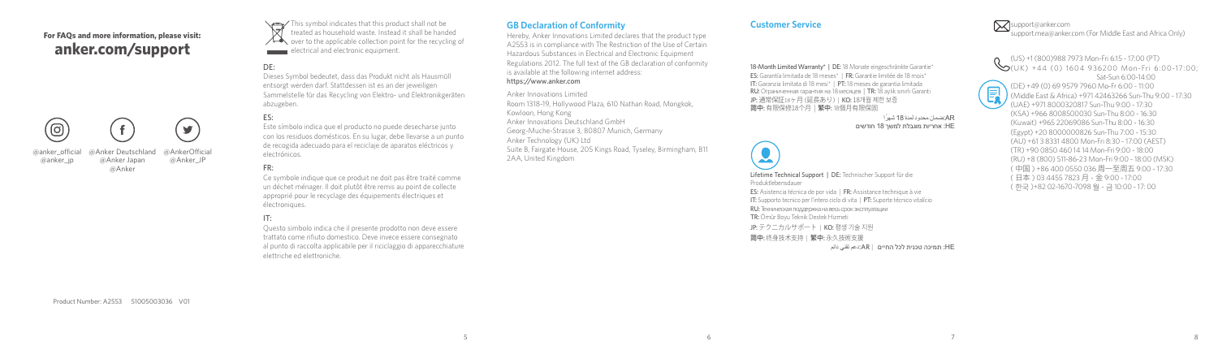**For FAQs and more information, please visit:**

## anker.com/support

@anker_official
@anker_jp

@Anker Deutschland
@Anker Japan
@Anker

@AnkerOfficial
@Anker_JP

Product Number: A2553 51005003036 V01

This symbol indicates that this product shall not be treated as household waste. Instead it shall be handed over to the applicable collection point for the recycling of electrical and electronic equipment.

DE:

Dieses Symbol bedeutet, dass das Produkt nicht als Hausmüll entsorgt werden darf. Stattdessen ist es an der jeweiligen Sammelstelle für das Recycling von Elektro- und Elektronikgeräten abzugeben.

ES:

Este símbolo indica que el producto no puede desecharse junto con los residuos domésticos. En su lugar, debe llevarse a un punto de recogida adecuado para el reciclaje de aparatos eléctricos y electrónicos.

FR:

Ce symbole indique que ce produit ne doit pas être traité comme un déchet ménager. Il doit plutôt être remis au point de collecte approprié pour le recyclage des équipements électriques et électroniques.

IT:

Questo simbolo indica che il presente prodotto non deve essere trattato come rifiuto domestico. Deve invece essere consegnato al punto di raccolta applicabile per il riciclaggio di apparecchiature elettriche ed elettroniche.

### GB Declaration of Conformity

Hereby, Anker Innovations Limited declares that the product type A2553 is in compliance with The Restriction of the Use of Certain Hazardous Substances in Electrical and Electronic Equipment Regulations 2012. The full text of the GB declaration of conformity is available at the following internet address:
https://www.anker.com

Anker Innovations Limited
Room 1318-19, Hollywood Plaza, 610 Nathan Road, Mongkok, Kowloon, Hong Kong
Anker Innovations Deutschland GmbH
Georg-Muche-Strasse 3, 80807 Munich, Germany
Anker Technology (UK) Ltd
Suite B, Fairgate House, 205 Kings Road, Tyseley, Birmingham, B11 2AA, United Kingdom

### Customer Service

18-Month Limited Warranty* | DE: 18 Monate eingeschränkte Garantie*
ES: Garantía limitada de 18 meses* | FR: Garantie limitée de 18 mois*
IT: Garanzia limitata di 18 mesi* | PT: 18 meses de garantia limitada
RU: Ограниченная гарантия на 18 месяцев | TR: 18 aylık sınırlı Garanti
JP: 通常保証18ヶ月 (延長あり) | KO: 18개월 제한 보증
简中: 有限保修18个月 | 繁中: 18個月有限保固
AR: ضمان محدود لمدة 18 شهرًا
HE: אחריות מוגבלת למשך 18 חודשים

Lifetime Technical Support | DE: Technischer Support für die Produktlebensdauer
ES: Asistencia técnica de por vida | FR: Assistance technique à vie
IT: Supporto tecnico per l'intero ciclo di vita | PT: Suporte técnico vitalício
RU: Техническая поддержка на весь срок эксплуатации
TR: Ömür Boyu Teknik Destek Hizmeti
JP: テクニカルサポート | KO: 평생 기술 지원
简中: 终身技术支持 | 繁中: 永久技術支援
HE: תמיכה טכנית לכל החיים | AR: دعم تقني دائم

support@anker.com
support.mea@anker.com (For Middle East and Africa Only)

(US) +1 (800)988 7973 Mon-Fri 6:15 - 17:00 (PT)
(UK) +44 (0) 1604 936200 Mon-Fri 6:00-17:00; Sat-Sun 6:00-14:00
(DE) +49 (0) 69 9579 7960 Mo-Fr 6:00 - 11:00
(Middle East & Africa) +971 42463266 Sun-Thu 9:00 - 17:30
(UAE) +971 8000320817 Sun-Thu 9:00 - 17:30
(KSA) +966 8008500030 Sun-Thu 8:00 - 16:30
(Kuwait) +965 22069086 Sun-Thu 8:00 - 16:30
(Egypt) +20 8000000826 Sun-Thu 7:00 - 15:30
(AU) +61 3 8331 4800 Mon-Fri 8:30 - 17:00 (AEST)
(TR) +90 0850 460 14 14 Mon-Fri 9:00 - 18:00
(RU) +8 (800) 511-86-23 Mon-Fri 9:00 - 18:00 (MSK)
( 中国 ) +86 400 0550 036 周一至周五 9:00 - 17:30
( 日本 ) 03 4455 7823 月 - 金 9:00 - 17:00
( 한국 ) +82 02-1670-7098 월 - 금 10:00 - 17: 00